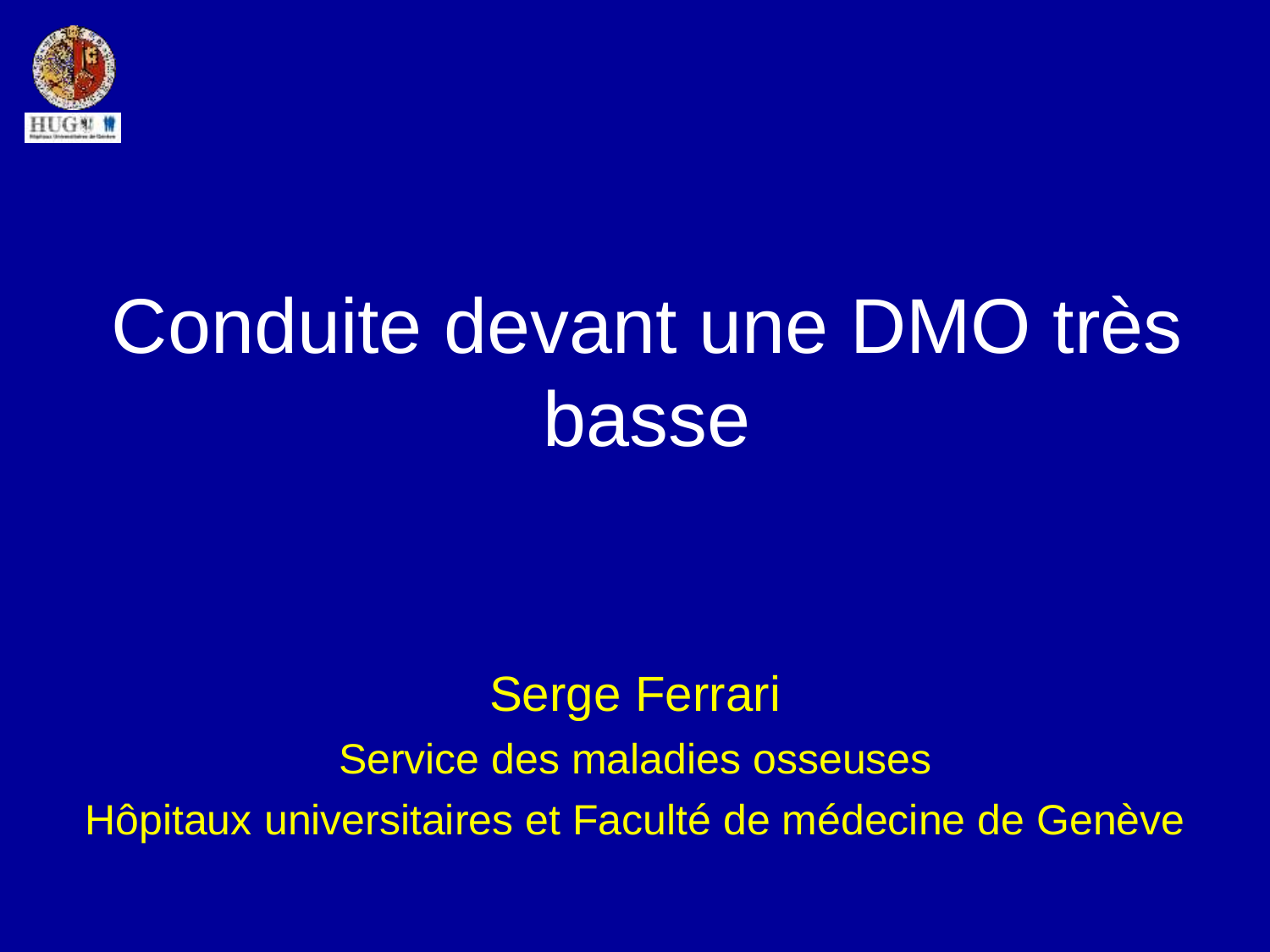# Conduite devant une DMO très basse

Serge Ferrari

Service des maladies osseuses

Hôpitaux universitaires et Faculté de médecine de Genève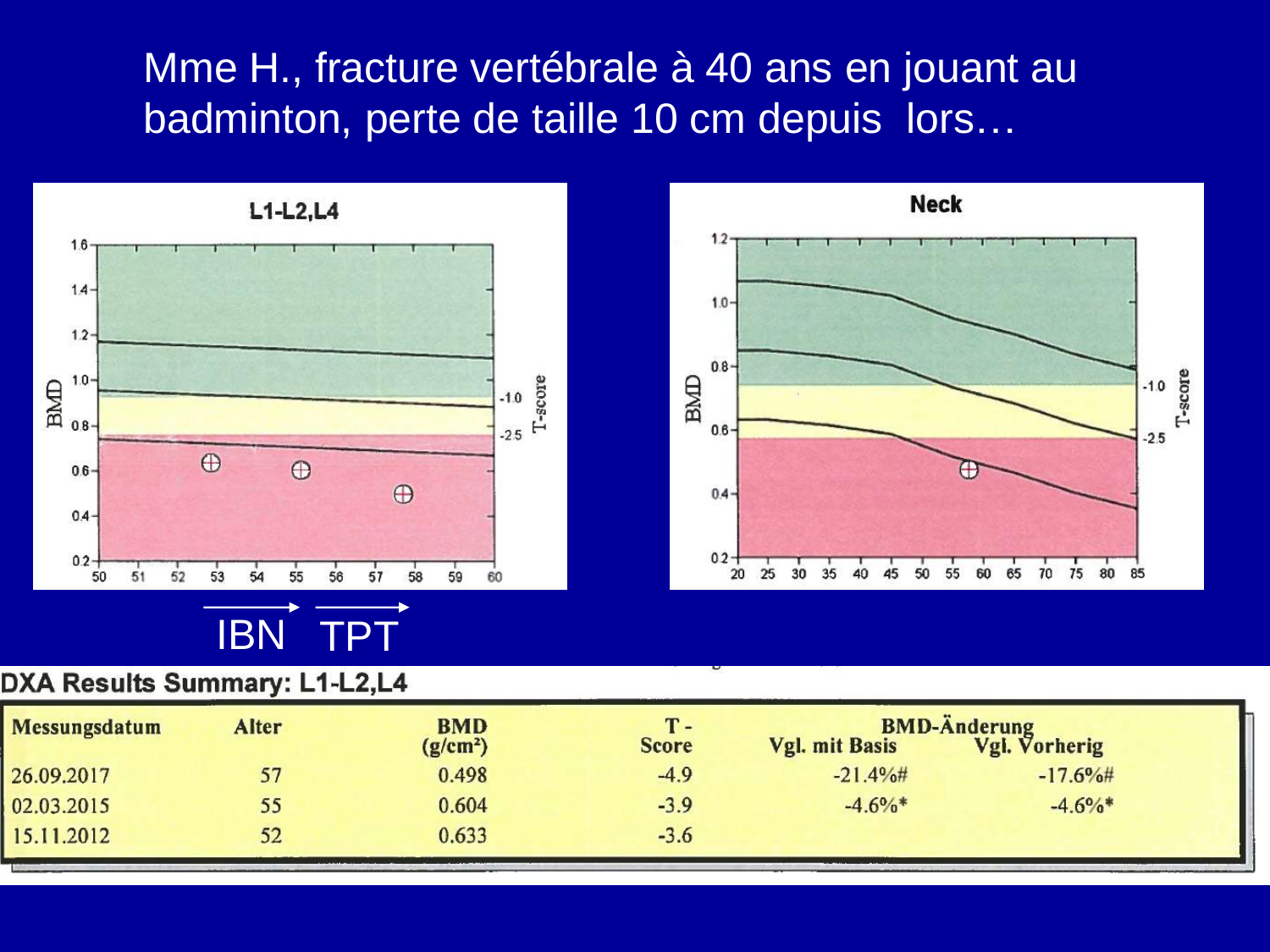# Mme H., fracture vertébrale à 40 ans en jouant au badminton, perte de taille 10 cm depuis lors…

L1-L2,L4

Neck

IBN → TPT →

**DXA Results Summary: L1-L2,L4**

| Messungsdatum | Alter | BMD (g/cm²) | T-Score | BMD-Änderung Vgl. mit Basis | BMD-Änderung Vgl. Vorherig |
|---|---|---|---|---|---|
| 26.09.2017 | 57 | 0.498 | -4.9 | -21.4%# | -17.6%# |
| 02.03.2015 | 55 | 0.604 | -3.9 | -4.6%* | -4.6%* |
| 15.11.2012 | 52 | 0.633 | -3.6 | | |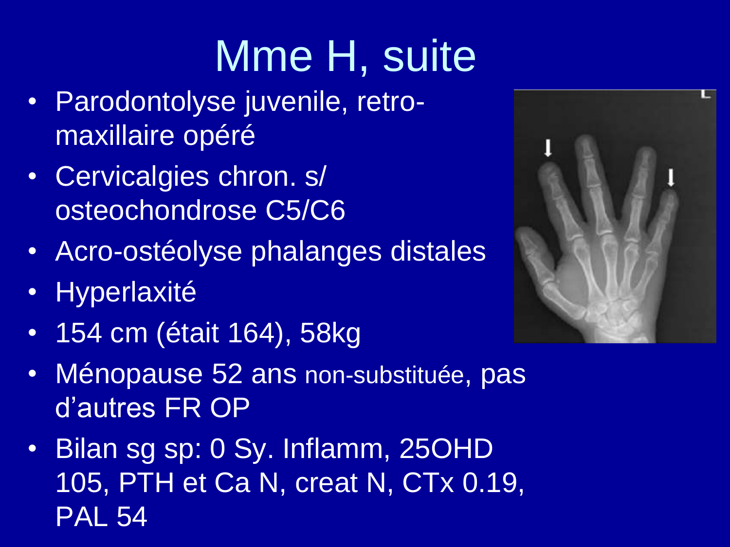# Mme H, suite

- Parodontolyse juvenile, retro-maxillaire opéré
- Cervicalgies chron. s/ osteochondrose C5/C6
- Acro-ostéolyse phalanges distales
- Hyperlaxité
- 154 cm (était 164), 58kg
- Ménopause 52 ans non-substituée, pas d'autres FR OP
- Bilan sg sp: 0 Sy. Inflamm, 25OHD 105, PTH et Ca N, creat N, CTx 0.19, PAL 54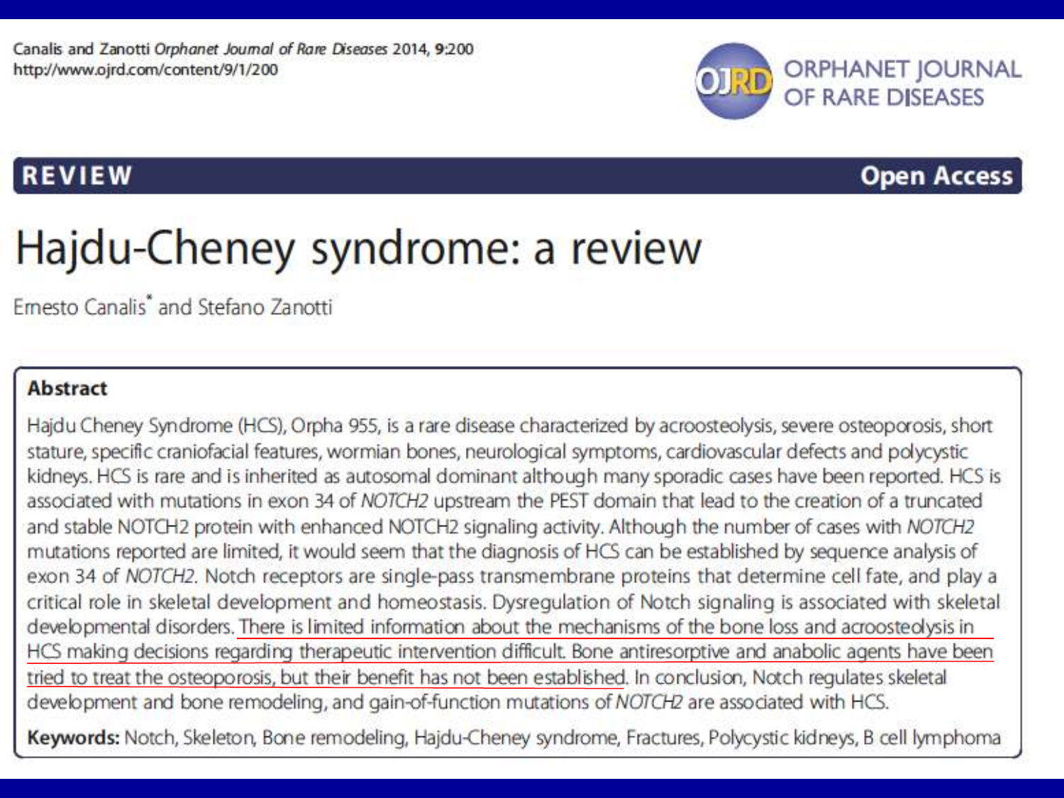Canalis and Zanotti *Orphanet Journal of Rare Diseases* 2014, 9:200
http://www.ojrd.com/content/9/1/200

ORPHANET JOURNAL OF RARE DISEASES

**REVIEW** **Open Access**

# Hajdu-Cheney syndrome: a review

Ernesto Canalis* and Stefano Zanotti

## Abstract

Hajdu Cheney Syndrome (HCS), Orpha 955, is a rare disease characterized by acroosteolysis, severe osteoporosis, short stature, specific craniofacial features, wormian bones, neurological symptoms, cardiovascular defects and polycystic kidneys. HCS is rare and is inherited as autosomal dominant although many sporadic cases have been reported. HCS is associated with mutations in exon 34 of *NOTCH2* upstream the PEST domain that lead to the creation of a truncated and stable NOTCH2 protein with enhanced NOTCH2 signaling activity. Although the number of cases with *NOTCH2* mutations reported are limited, it would seem that the diagnosis of HCS can be established by sequence analysis of exon 34 of *NOTCH2*. Notch receptors are single-pass transmembrane proteins that determine cell fate, and play a critical role in skeletal development and homeostasis. Dysregulation of Notch signaling is associated with skeletal developmental disorders. There is limited information about the mechanisms of the bone loss and acroosteolysis in HCS making decisions regarding therapeutic intervention difficult. Bone antiresorptive and anabolic agents have been tried to treat the osteoporosis, but their benefit has not been established. In conclusion, Notch regulates skeletal development and bone remodeling, and gain-of-function mutations of *NOTCH2* are associated with HCS.

**Keywords:** Notch, Skeleton, Bone remodeling, Hajdu-Cheney syndrome, Fractures, Polycystic kidneys, B cell lymphoma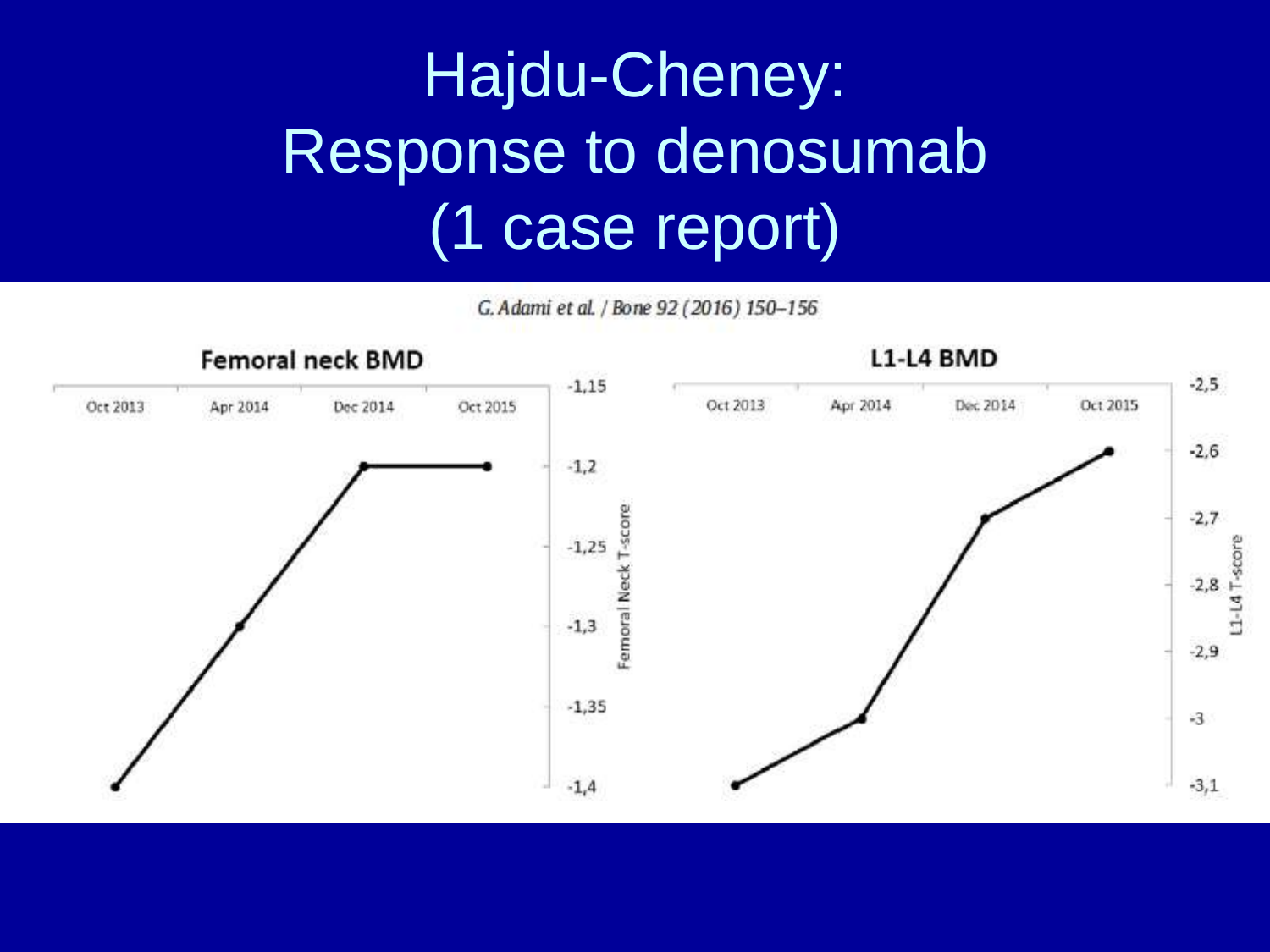# Hajdu-Cheney: Response to denosumab (1 case report)

G. Adami et al. / Bone 92 (2016) 150–156

**Femoral neck BMD**

| | Oct 2013 | Apr 2014 | Dec 2014 | Oct 2015 |
|---|---|---|---|---|
| Femoral Neck T-score | -1,4 | -1,3 | -1,2 | -1,2 |

**L1-L4 BMD**

| | Oct 2013 | Apr 2014 | Dec 2014 | Oct 2015 |
|---|---|---|---|---|
| L1-L4 T-score | -3,1 | -3 | -2,7 | -2,6 |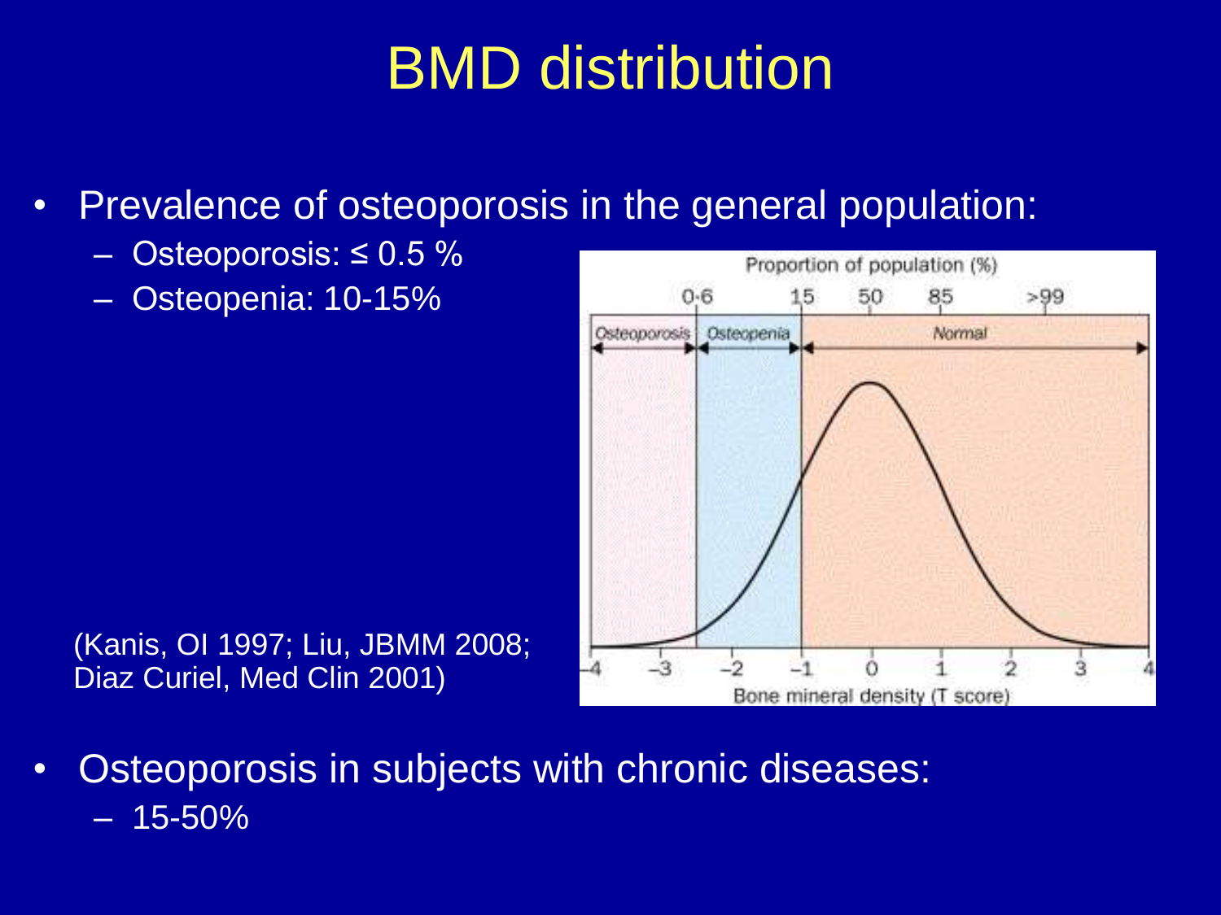# BMD distribution

- Prevalence of osteoporosis in the general population:
  - Osteoporosis: ≤ 0.5 %
  - Osteopenia: 10-15%

(Kanis, OI 1997; Liu, JBMM 2008; Diaz Curiel, Med Clin 2001)

- Osteoporosis in subjects with chronic diseases:
  - 15-50%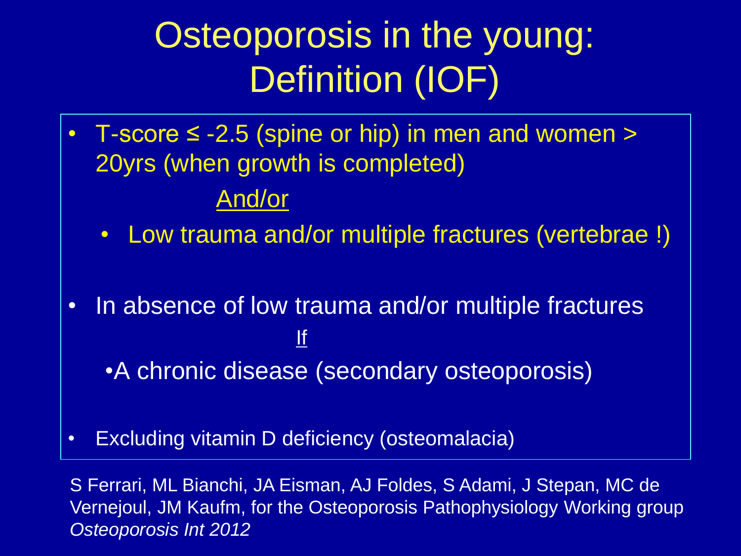# Osteoporosis in the young: Definition (IOF)

- T-score ≤ -2.5 (spine or hip) in men and women > 20yrs (when growth is completed)

  And/or

  - Low trauma and/or multiple fractures (vertebrae !)

- In absence of low trauma and/or multiple fractures

  If

  - A chronic disease (secondary osteoporosis)

- Excluding vitamin D deficiency (osteomalacia)

S Ferrari, ML Bianchi, JA Eisman, AJ Foldes, S Adami, J Stepan, MC de Vernejoul, JM Kaufm, for the Osteoporosis Pathophysiology Working group *Osteoporosis Int 2012*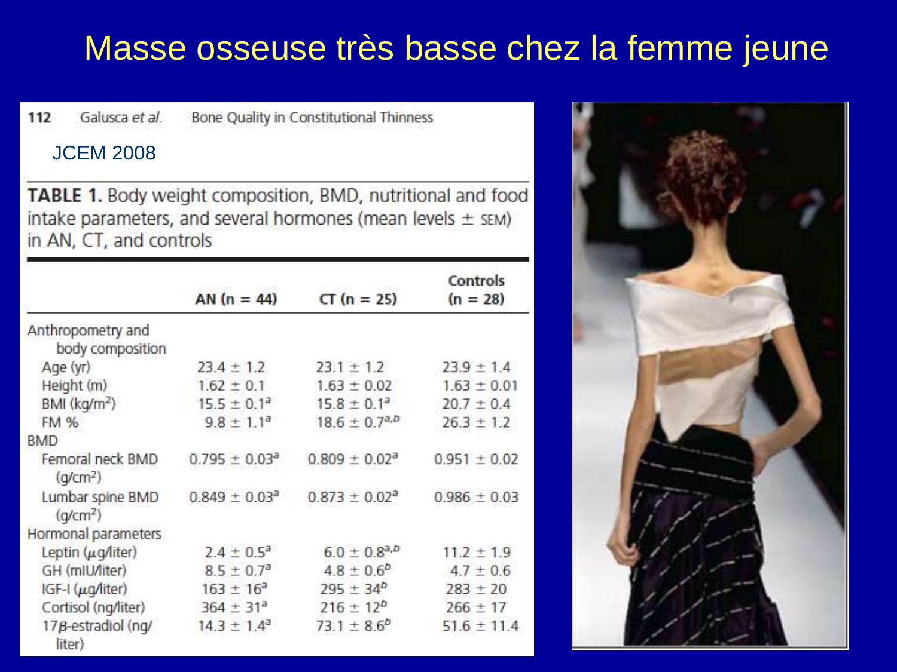# Masse osseuse très basse chez la femme jeune

112 Galusca *et al.* Bone Quality in Constitutional Thinness

JCEM 2008

**TABLE 1.** Body weight composition, BMD, nutritional and food intake parameters, and several hormones (mean levels ± SEM) in AN, CT, and controls

| | AN (n = 44) | CT (n = 25) | Controls (n = 28) |
|---|---|---|---|
| Anthropometry and body composition | | | |
| Age (yr) | 23.4 ± 1.2 | 23.1 ± 1.2 | 23.9 ± 1.4 |
| Height (m) | 1.62 ± 0.1 | 1.63 ± 0.02 | 1.63 ± 0.01 |
| BMI (kg/m$^2$) | 15.5 ± 0.1[a] | 15.8 ± 0.1[a] | 20.7 ± 0.4 |
| FM % | 9.8 ± 1.1[a] | 18.6 ± 0.7[a,b] | 26.3 ± 1.2 |
| BMD | | | |
| Femoral neck BMD (g/cm$^2$) | 0.795 ± 0.03[a] | 0.809 ± 0.02[a] | 0.951 ± 0.02 |
| Lumbar spine BMD (g/cm$^2$) | 0.849 ± 0.03[a] | 0.873 ± 0.02[a] | 0.986 ± 0.03 |
| Hormonal parameters | | | |
| Leptin (μg/liter) | 2.4 ± 0.5[a] | 6.0 ± 0.8[a,b] | 11.2 ± 1.9 |
| GH (mIU/liter) | 8.5 ± 0.7[a] | 4.8 ± 0.6[b] | 4.7 ± 0.6 |
| IGF-I (μg/liter) | 163 ± 16[a] | 295 ± 34[b] | 283 ± 20 |
| Cortisol (ng/liter) | 364 ± 31[a] | 216 ± 12[b] | 266 ± 17 |
| 17β-estradiol (ng/liter) | 14.3 ± 1.4[a] | 73.1 ± 8.6[b] | 51.6 ± 11.4 |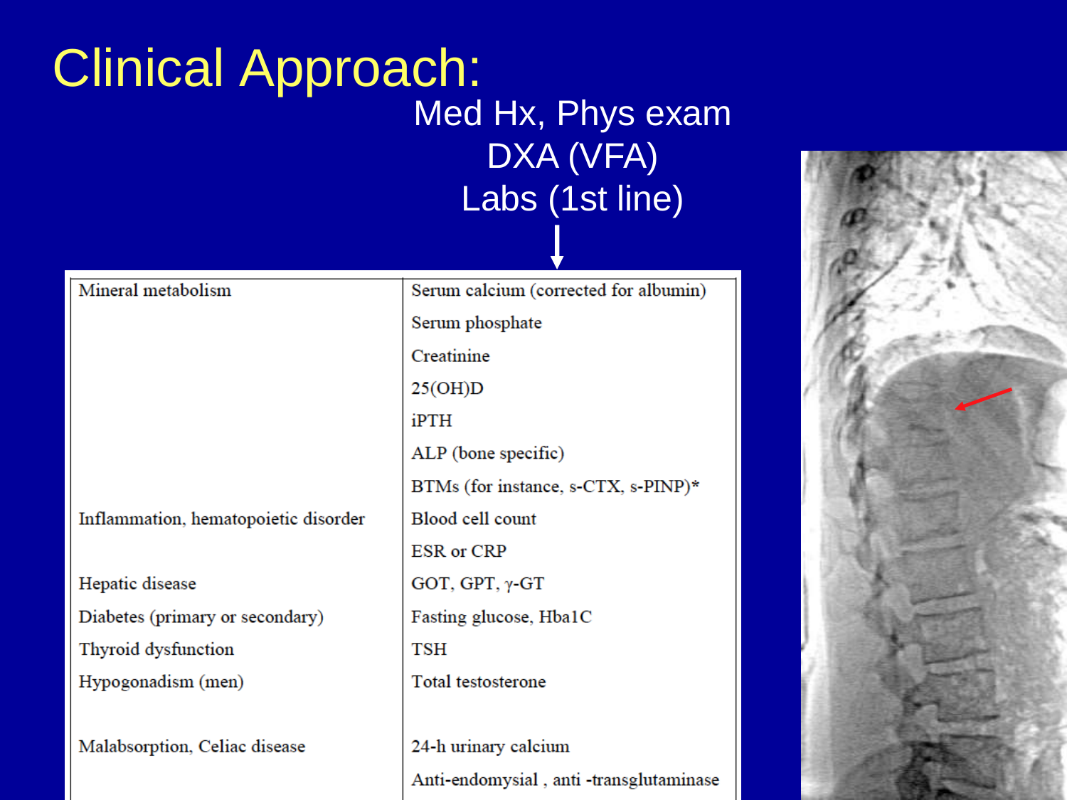# Clinical Approach:

Med Hx, Phys exam

DXA (VFA)

Labs (1st line)

↓

| | |
|---|---|
| Mineral metabolism | Serum calcium (corrected for albumin) |
| | Serum phosphate |
| | Creatinine |
| | 25(OH)D |
| | iPTH |
| | ALP (bone specific) |
| | BTMs (for instance, s-CTX, s-PINP)* |
| Inflammation, hematopoietic disorder | Blood cell count |
| | ESR or CRP |
| Hepatic disease | GOT, GPT, γ-GT |
| Diabetes (primary or secondary) | Fasting glucose, Hba1C |
| Thyroid dysfunction | TSH |
| Hypogonadism (men) | Total testosterone |
| Malabsorption, Celiac disease | 24-h urinary calcium |
| | Anti-endomysial , anti -transglutaminase |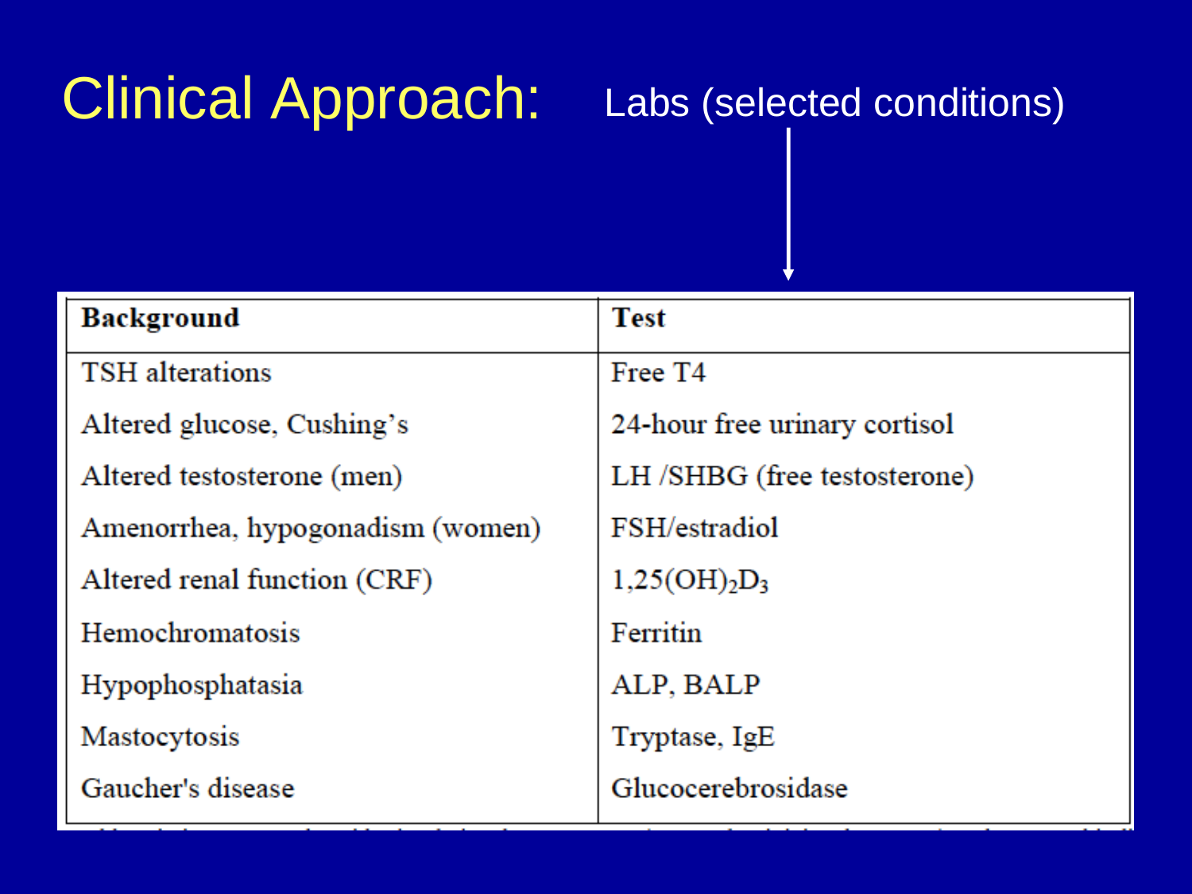# Clinical Approach:

Labs (selected conditions)

| Background | Test |
| --- | --- |
| TSH alterations | Free T4 |
| Altered glucose, Cushing's | 24-hour free urinary cortisol |
| Altered testosterone (men) | LH /SHBG (free testosterone) |
| Amenorrhea, hypogonadism (women) | FSH/estradiol |
| Altered renal function (CRF) | $1{,}25(OH)_2D_3$ |
| Hemochromatosis | Ferritin |
| Hypophosphatasia | ALP, BALP |
| Mastocytosis | Tryptase, IgE |
| Gaucher's disease | Glucocerebrosidase |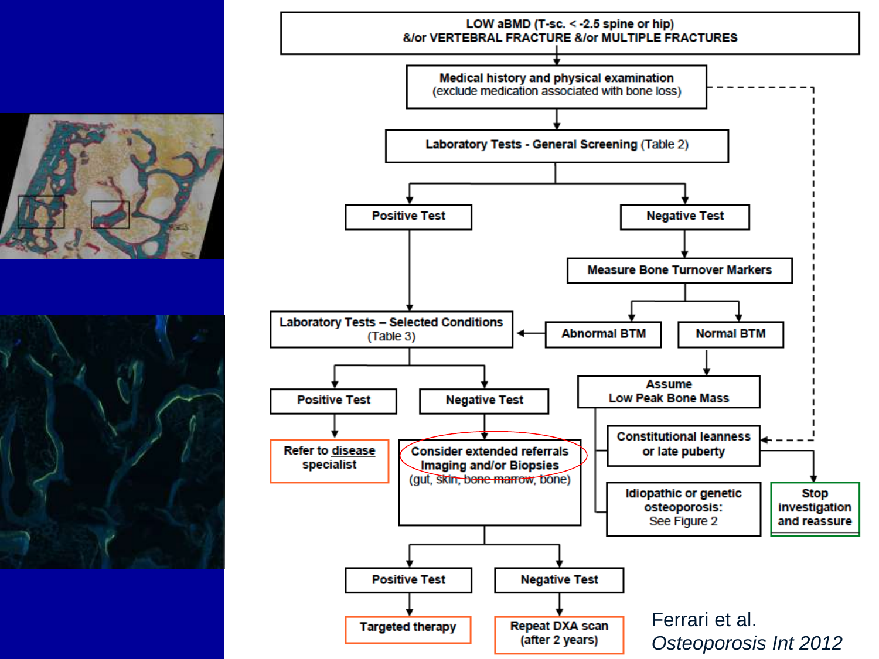LOW aBMD (T-sc. < -2.5 spine or hip) &/or VERTEBRAL FRACTURE &/or MULTIPLE FRACTURES

- **Medical history and physical examination** (exclude medication associated with bone loss)
  - → Constitutional leanness or late puberty (dashed arrow)
- **Laboratory Tests - General Screening** (Table 2)
  - **Positive Test** → **Laboratory Tests – Selected Conditions** (Table 3)
  - **Negative Test** → **Measure Bone Turnover Markers**
    - **Abnormal BTM** → **Laboratory Tests – Selected Conditions** (Table 3)
    - **Normal BTM** → **Assume Low Peak Bone Mass**
      - **Constitutional leanness or late puberty** → **Stop investigation and reassure**
      - **Idiopathic or genetic osteoporosis:** See Figure 2

**Laboratory Tests – Selected Conditions** (Table 3)

- **Positive Test** → **Refer to disease specialist**
- **Negative Test** → **Consider extended referrals Imaging and/or Biopsies** (gut, skin, bone marrow, bone)
  - **Positive Test** → **Targeted therapy**
  - **Negative Test** → **Repeat DXA scan (after 2 years)**

Ferrari et al.
*Osteoporosis Int 2012*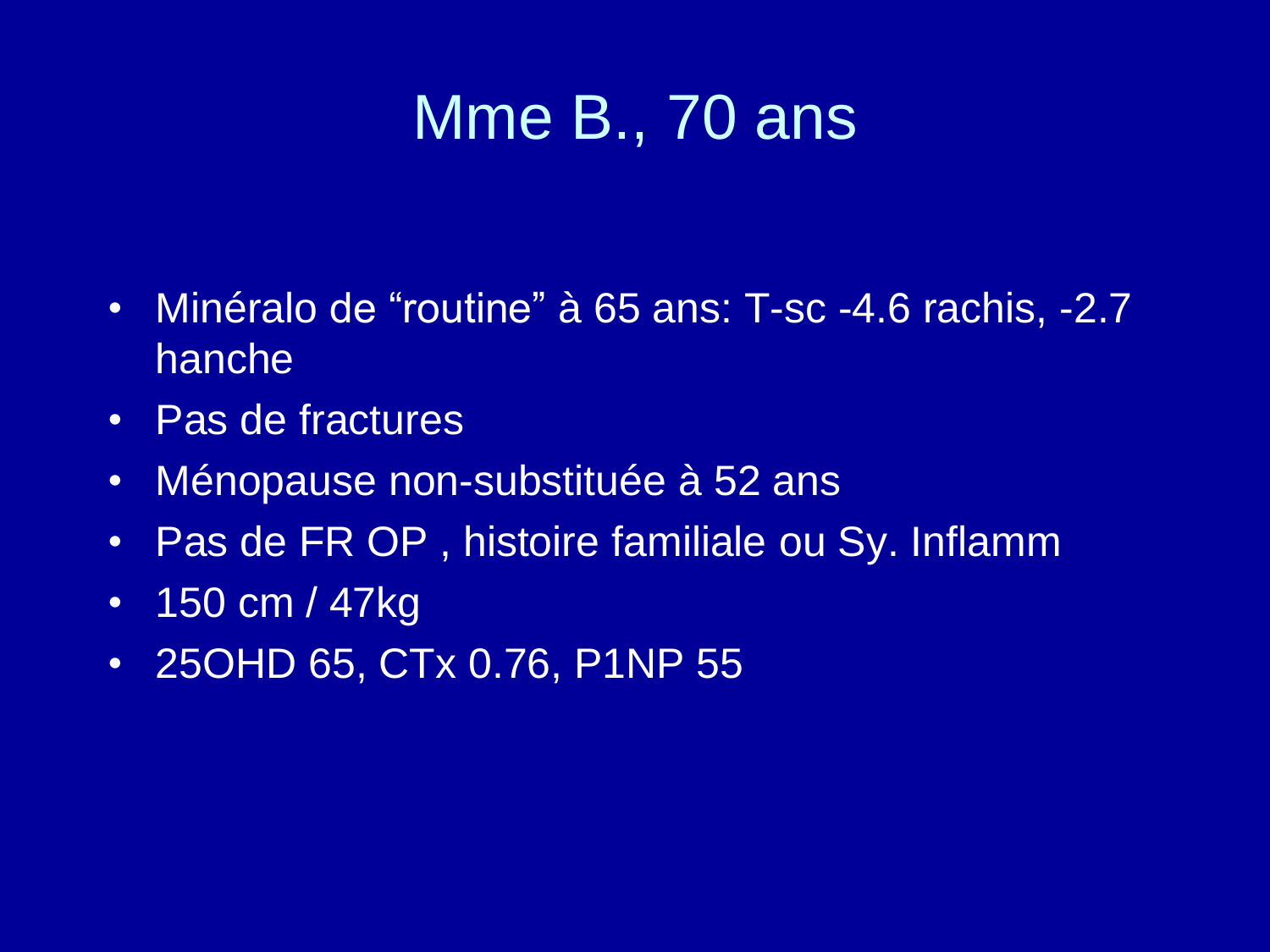# Mme B., 70 ans

- Minéralo de “routine” à 65 ans: T-sc -4.6 rachis, -2.7 hanche
- Pas de fractures
- Ménopause non-substituée à 52 ans
- Pas de FR OP , histoire familiale ou Sy. Inflamm
- 150 cm / 47kg
- 25OHD 65, CTx 0.76, P1NP 55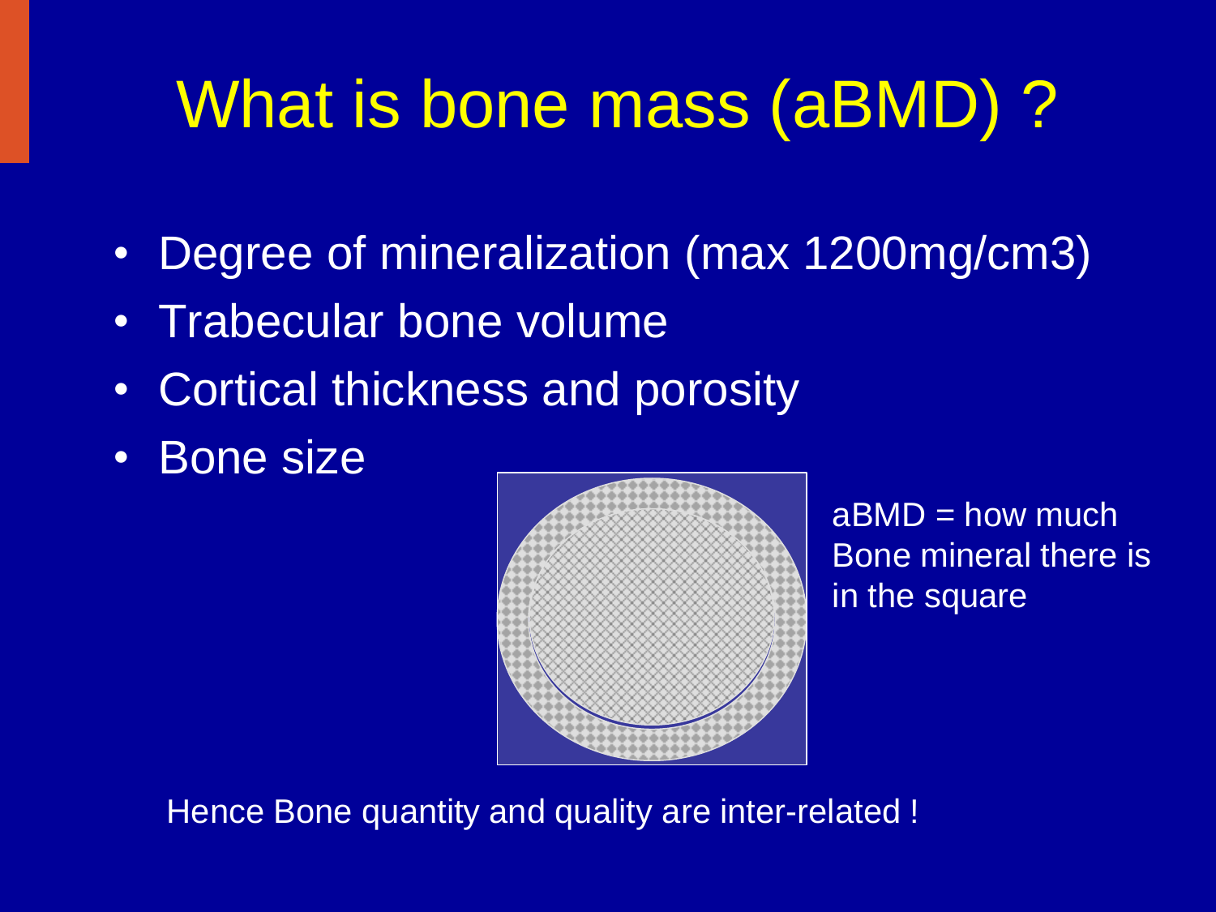# What is bone mass (aBMD) ?

- Degree of mineralization (max 1200mg/cm3)
- Trabecular bone volume
- Cortical thickness and porosity
- Bone size

aBMD = how much Bone mineral there is in the square

Hence Bone quantity and quality are inter-related !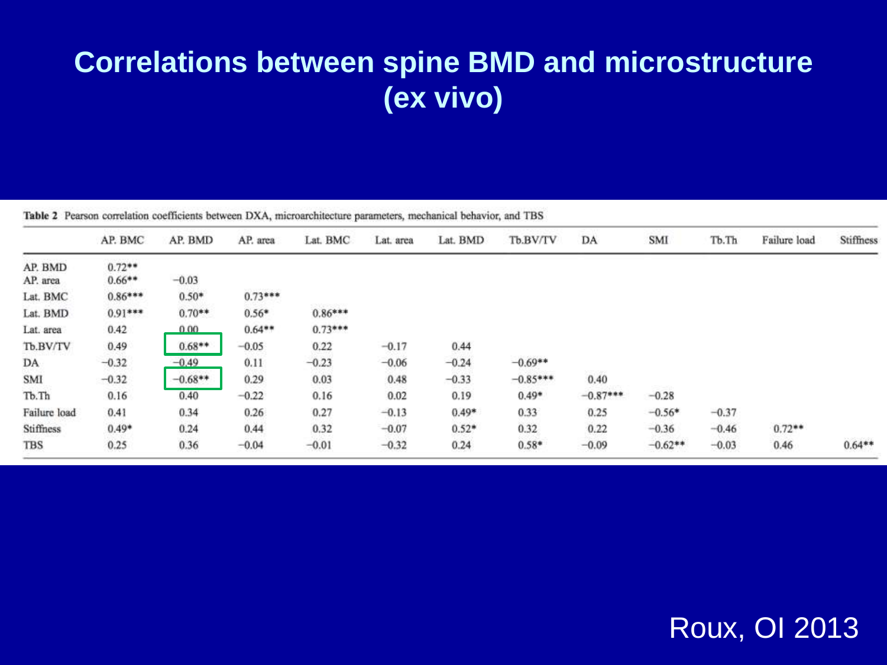# Correlations between spine BMD and microstructure (ex vivo)

**Table 2** Pearson correlation coefficients between DXA, microarchitecture parameters, mechanical behavior, and TBS

| | AP. BMC | AP. BMD | AP. area | Lat. BMC | Lat. area | Lat. BMD | Tb.BV/TV | DA | SMI | Tb.Th | Failure load | Stiffness |
|---|---|---|---|---|---|---|---|---|---|---|---|---|
| AP. BMD | 0.72** | | | | | | | | | | | |
| AP. area | 0.66** | −0.03 | | | | | | | | | | |
| Lat. BMC | 0.86*** | 0.50* | 0.73*** | | | | | | | | | |
| Lat. BMD | 0.91*** | 0.70** | 0.56* | 0.86*** | | | | | | | | |
| Lat. area | 0.42 | 0.00 | 0.64** | 0.73*** | | | | | | | | |
| Tb.BV/TV | 0.49 | 0.68** | −0.05 | 0.22 | −0.17 | 0.44 | | | | | | |
| DA | −0.32 | −0.49 | 0.11 | −0.23 | −0.06 | −0.24 | −0.69** | | | | | |
| SMI | −0.32 | −0.68** | 0.29 | 0.03 | 0.48 | −0.33 | −0.85*** | 0.40 | | | | |
| Tb.Th | 0.16 | 0.40 | −0.22 | 0.16 | 0.02 | 0.19 | 0.49* | −0.87*** | −0.28 | | | |
| Failure load | 0.41 | 0.34 | 0.26 | 0.27 | −0.13 | 0.49* | 0.33 | 0.25 | −0.56* | −0.37 | | |
| Stiffness | 0.49* | 0.24 | 0.44 | 0.32 | −0.07 | 0.52* | 0.32 | 0.22 | −0.36 | −0.46 | 0.72** | |
| TBS | 0.25 | 0.36 | −0.04 | −0.01 | −0.32 | 0.24 | 0.58* | −0.09 | −0.62** | −0.03 | 0.46 | 0.64** |

Roux, OI 2013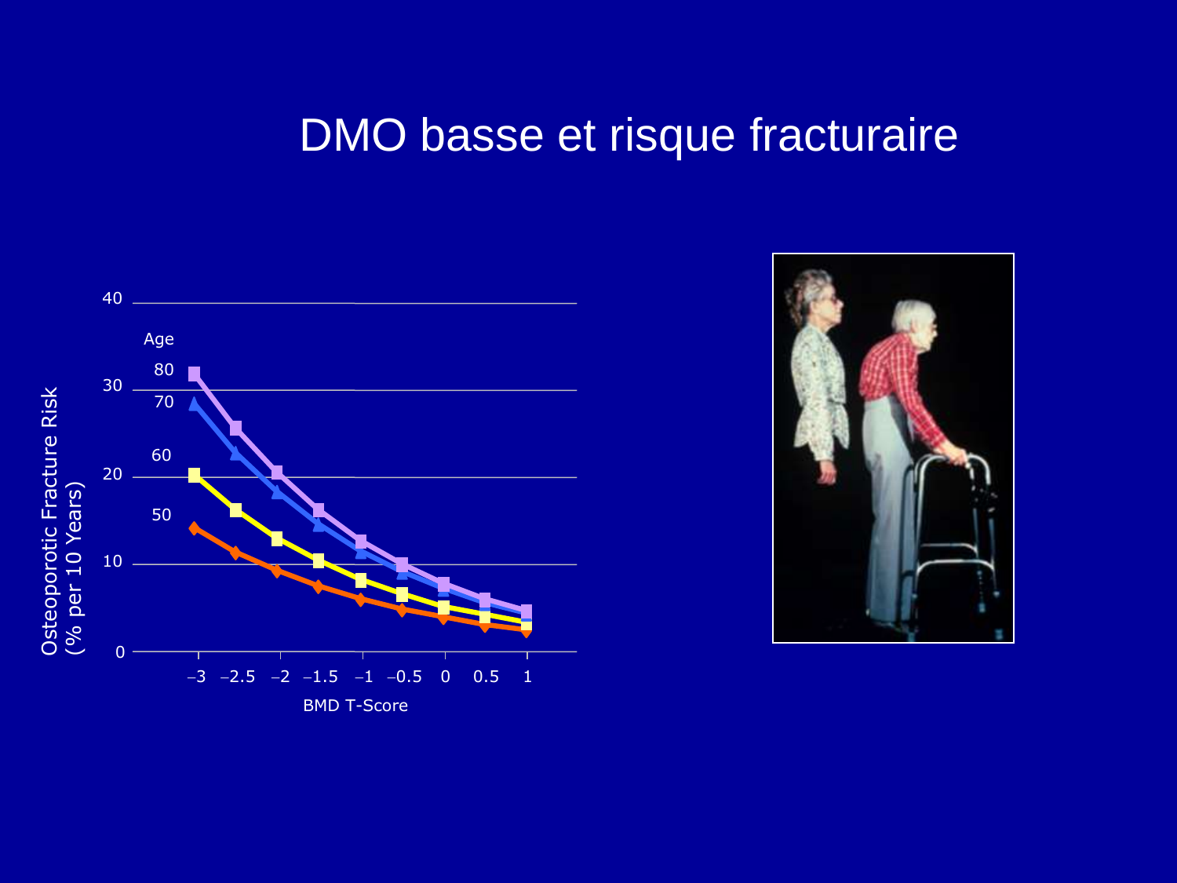# DMO basse et risque fracturaire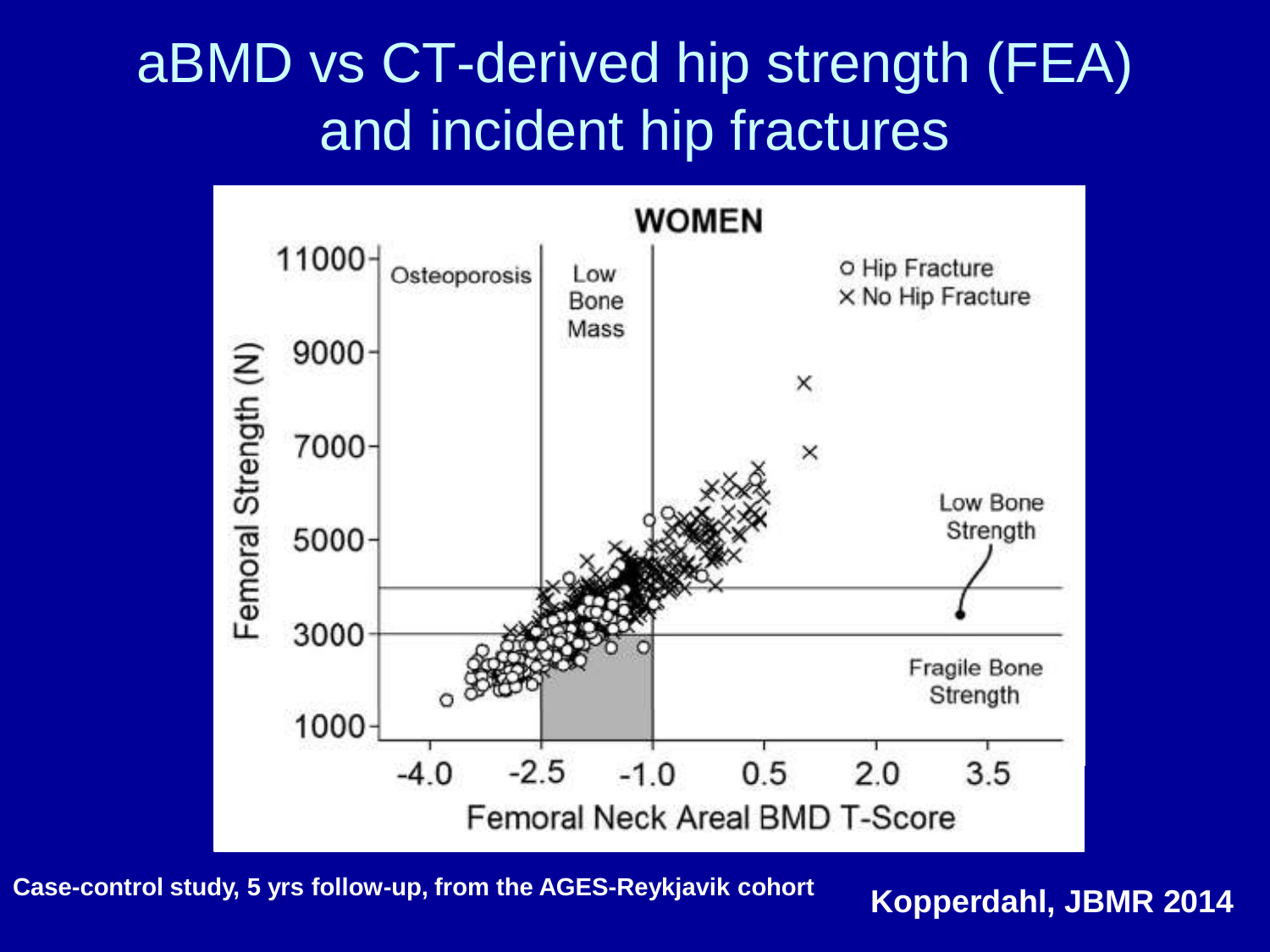# aBMD vs CT-derived hip strength (FEA) and incident hip fractures

**WOMEN**

Osteoporosis | Low Bone Mass

○ Hip Fracture
× No Hip Fracture

Low Bone Strength

Fragile Bone Strength

Femoral Strength (N)

Femoral Neck Areal BMD T-Score

**Case-control study, 5 yrs follow-up, from the AGES-Reykjavik cohort**

**Kopperdahl, JBMR 2014**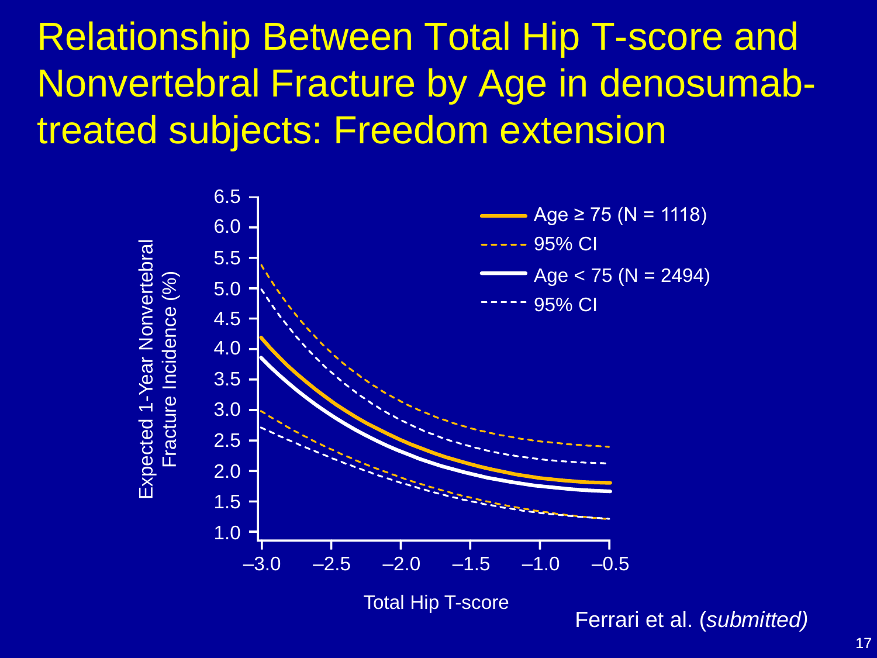# Relationship Between Total Hip T-score and Nonvertebral Fracture by Age in denosumab-treated subjects: Freedom extension

Expected 1-Year Nonvertebral Fracture Incidence (%)

6.5
6.0
5.5
5.0
4.5
4.0
3.5
3.0
2.5
2.0
1.5
1.0

–3.0 –2.5 –2.0 –1.5 –1.0 –0.5

Total Hip T-score

Age ≥ 75 (N = 1118)
95% CI
Age < 75 (N = 2494)
95% CI

Ferrari et al. (*submitted)*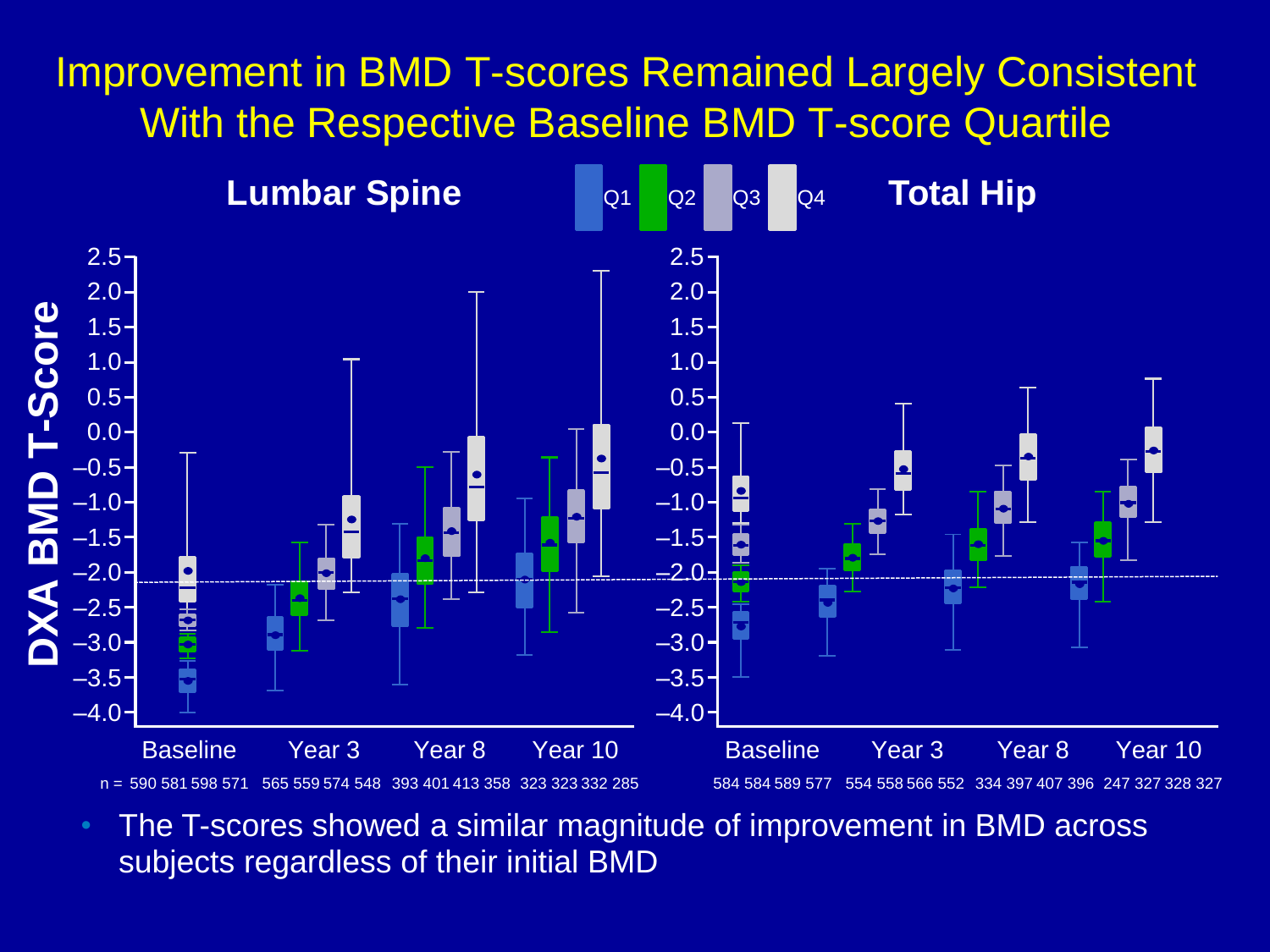# Improvement in BMD T-scores Remained Largely Consistent With the Respective Baseline BMD T-score Quartile

**Lumbar Spine** | Q1 | Q2 | Q3 | Q4 | **Total Hip**

DXA BMD T-Score

Lumbar Spine: Baseline, Year 3, Year 8, Year 10

n = 590 581 598 571 | 565 559 574 548 | 393 401 413 358 | 323 323 332 285

Total Hip: Baseline, Year 3, Year 8, Year 10

584 584 589 577 | 554 558 566 552 | 334 397 407 396 | 247 327 328 327

- The T-scores showed a similar magnitude of improvement in BMD across subjects regardless of their initial BMD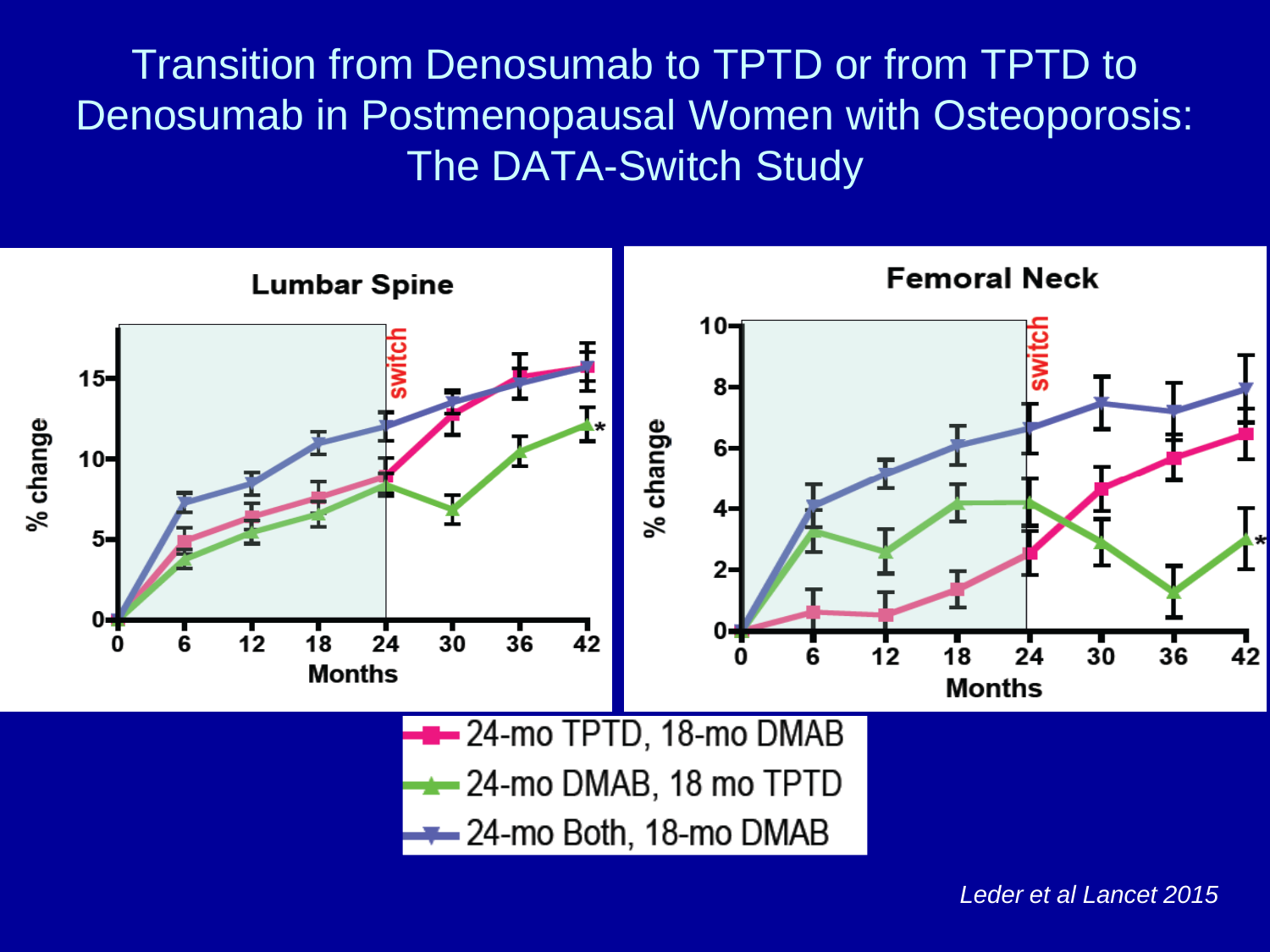# Transition from Denosumab to TPTD or from TPTD to Denosumab in Postmenopausal Women with Osteoporosis: The DATA-Switch Study

**Lumbar Spine**

**Femoral Neck**

- 24-mo TPTD, 18-mo DMAB
- 24-mo DMAB, 18 mo TPTD
- 24-mo Both, 18-mo DMAB

*Leder et al Lancet 2015*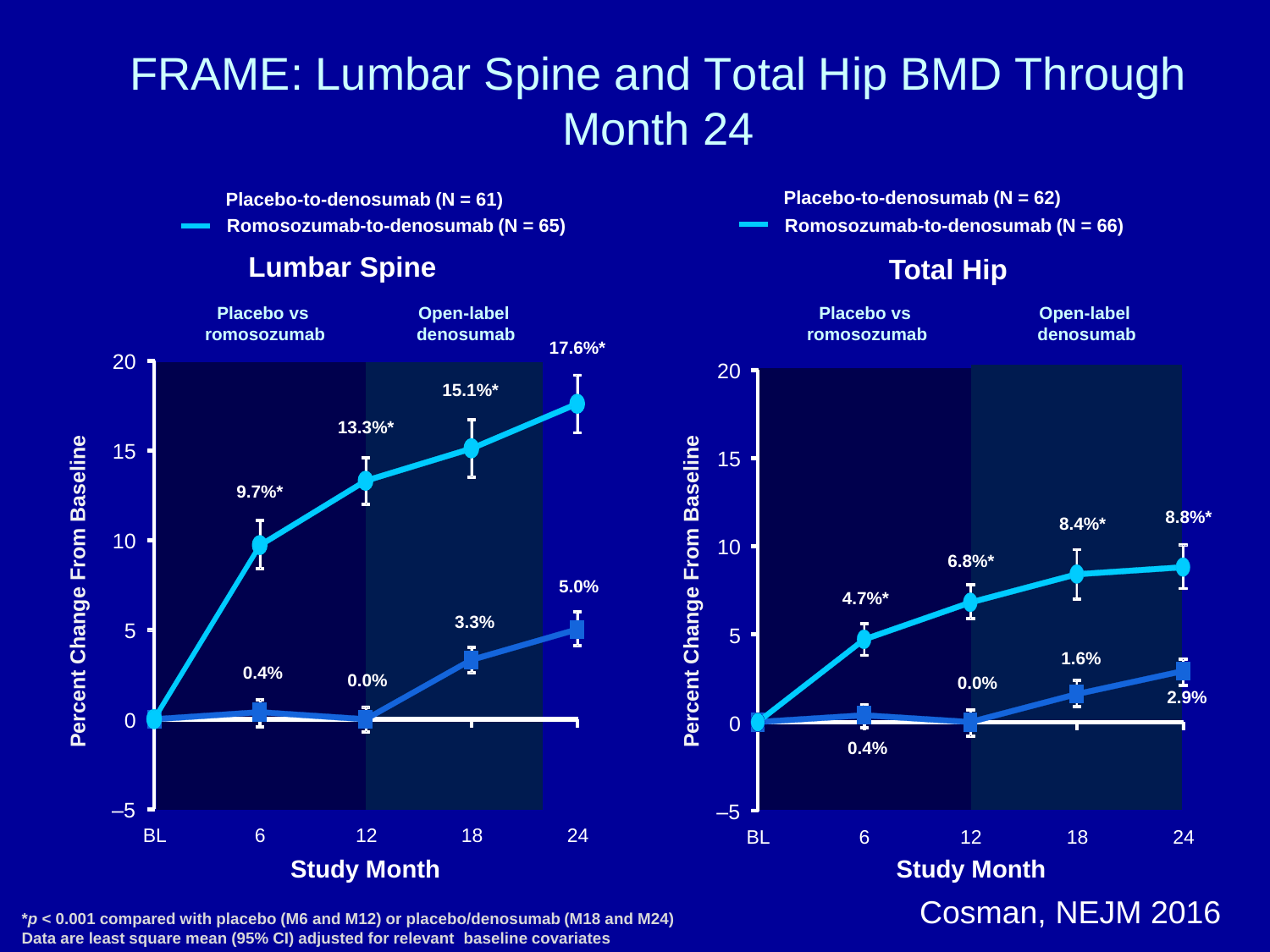# FRAME: Lumbar Spine and Total Hip BMD Through Month 24

**Lumbar Spine**

Placebo-to-denosumab (N = 61)
Romosozumab-to-denosumab (N = 65)

| Study Month | BL | 6 | 12 | 18 | 24 |
|---|---|---|---|---|---|
| Romosozumab-to-denosumab | 0 | 9.7%* | 13.3%* | 15.1%* | 17.6%* |
| Placebo-to-denosumab | 0 | 0.4% | 0.0% | 3.3% | 5.0% |

Placebo vs romosozumab (BL–12); Open-label denosumab (12–24)

Y-axis: Percent Change From Baseline; X-axis: Study Month

**Total Hip**

Placebo-to-denosumab (N = 62)
Romosozumab-to-denosumab (N = 66)

| Study Month | BL | 6 | 12 | 18 | 24 |
|---|---|---|---|---|---|
| Romosozumab-to-denosumab | 0 | 4.7%* | 6.8%* | 8.4%* | 8.8%* |
| Placebo-to-denosumab | 0 | 0.4% | 0.0% | 1.6% | 2.9% |

Placebo vs romosozumab (BL–12); Open-label denosumab (12–24)

Y-axis: Percent Change From Baseline; X-axis: Study Month

**\*$p < 0.001$ compared with placebo (M6 and M12) or placebo/denosumab (M18 and M24)**
**Data are least square mean (95% CI) adjusted for relevant baseline covariates**

Cosman, NEJM 2016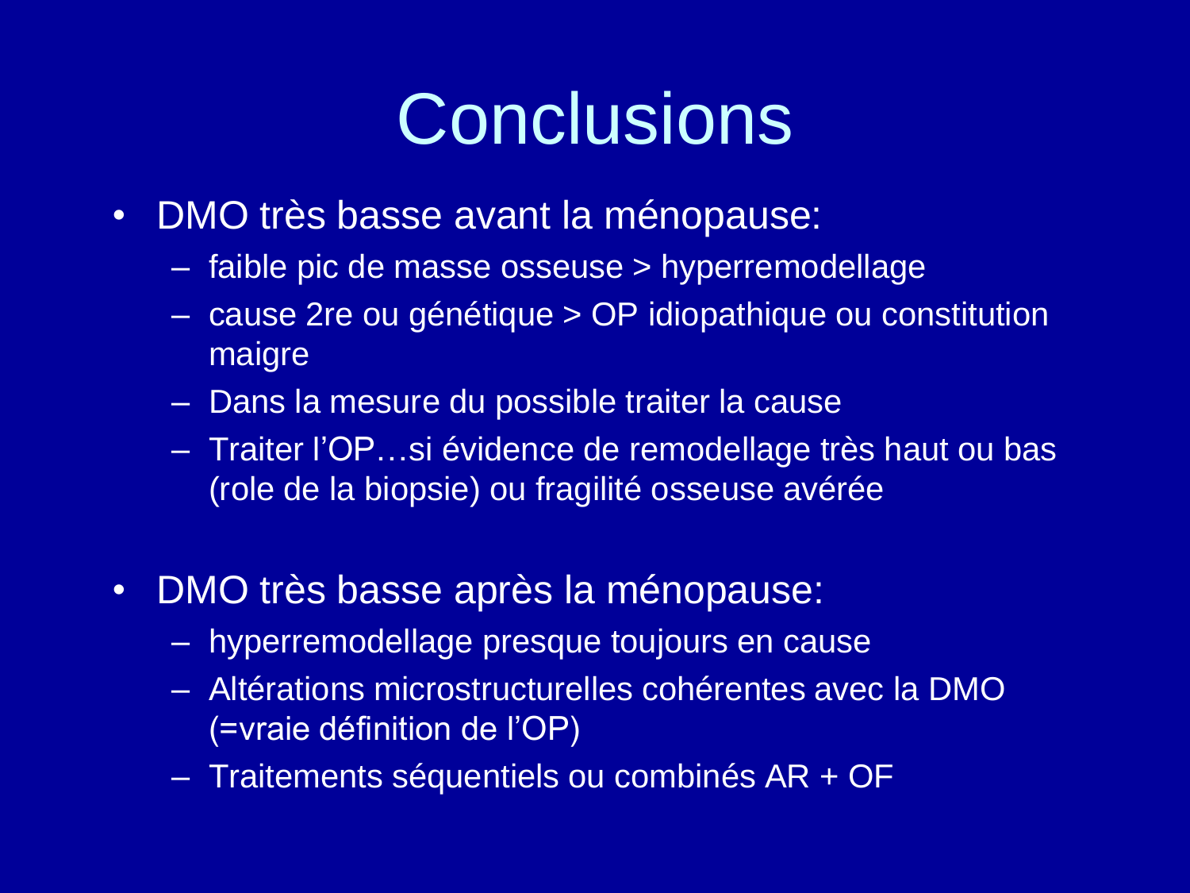# Conclusions

- DMO très basse avant la ménopause:
  - faible pic de masse osseuse > hyperremodellage
  - cause 2re ou génétique > OP idiopathique ou constitution maigre
  - Dans la mesure du possible traiter la cause
  - Traiter l'OP…si évidence de remodellage très haut ou bas (role de la biopsie) ou fragilité osseuse avérée

- DMO très basse après la ménopause:
  - hyperremodellage presque toujours en cause
  - Altérations microstructurelles cohérentes avec la DMO (=vraie définition de l'OP)
  - Traitements séquentiels ou combinés AR + OF